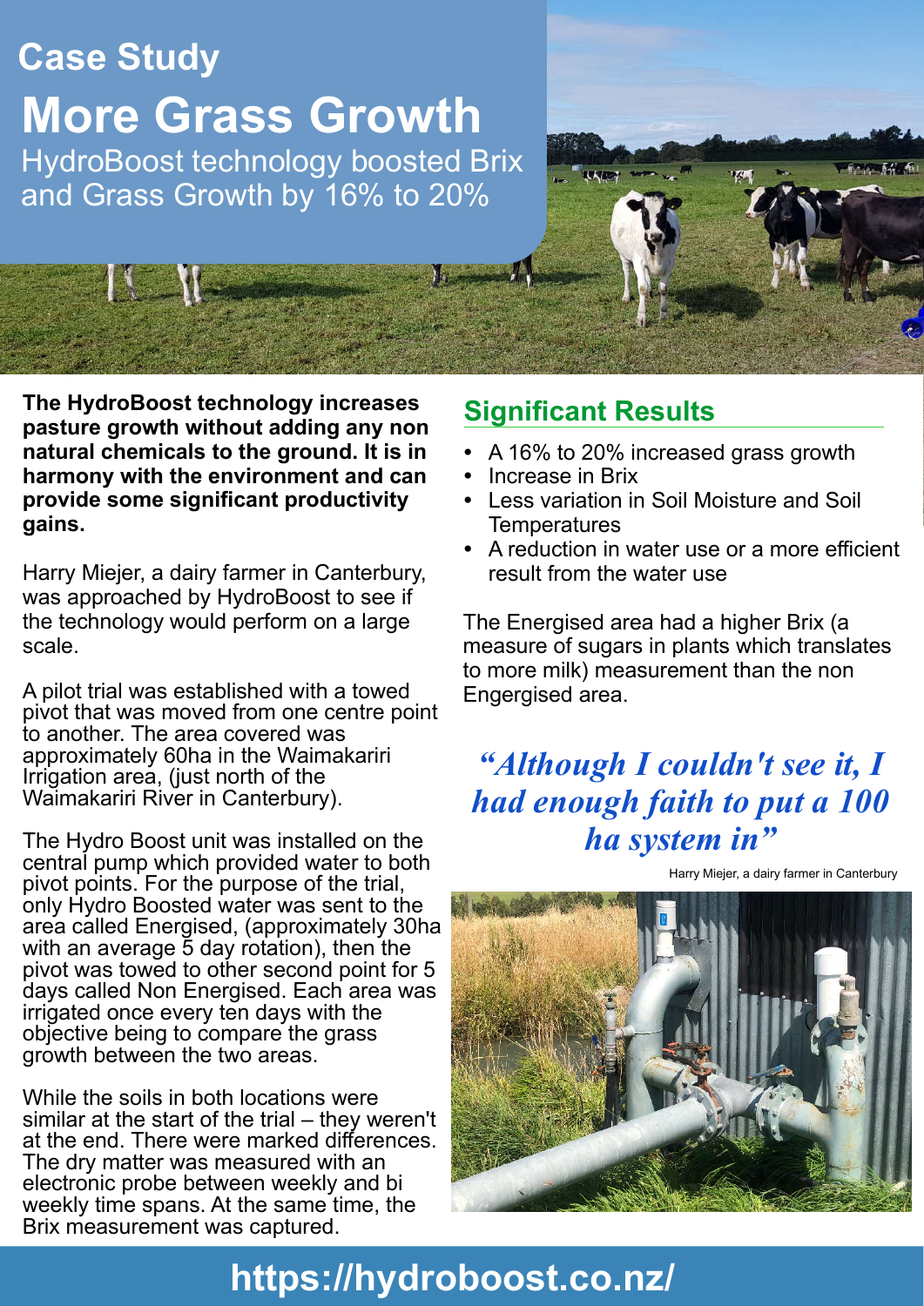# Case Study

# More Grass Growth

## HydroBoost technology boosted Brix and Grass Growth by 16% to 20%

**The HydroBoost technology increases pasture growth without adding any non natural chemicals to the ground. It is in harmony with the environment and can provide some significant productivity gains.**

Harry Miejer, a dairy farmer in Canterbury, was approached by HydroBoost to see if the technology would perform on a large scale.

A pilot trial was established with a towed pivot that was moved from one centre point to another. The area covered was approximately 60ha in the Waimakariri Irrigation area, (just north of the Waimakariri River in Canterbury).

The Hydro Boost unit was installed on the central pump which provided water to both pivot points. For the purpose of the trial, only Hydro Boosted water was sent to the area called Energised, (approximately 30ha with an average 5 day rotation), then the pivot was towed to other second point for 5 days called Non Energised. Each area was irrigated once every ten days with the objective being to compare the grass growth between the two areas.

While the soils in both locations were similar at the start of the trial – they weren't at the end. There were marked differences. The dry matter was measured with an electronic probe between weekly and bi weekly time spans. At the same time, the Brix measurement was captured.

## Significant Results

- A 16% to 20% increased grass growth
- Increase in Brix
- Less variation in Soil Moisture and Soil Temperatures
- A reduction in water use or a more efficient result from the water use

The Energised area had a higher Brix (a measure of sugars in plants which translates to more milk) measurement than the non Engergised area.

*"Although I couldn't see it, I had enough faith to put a 100 ha system in"*

Harry Miejer, a dairy farmer in Canterbury

**https://hydroboost.co.nz/**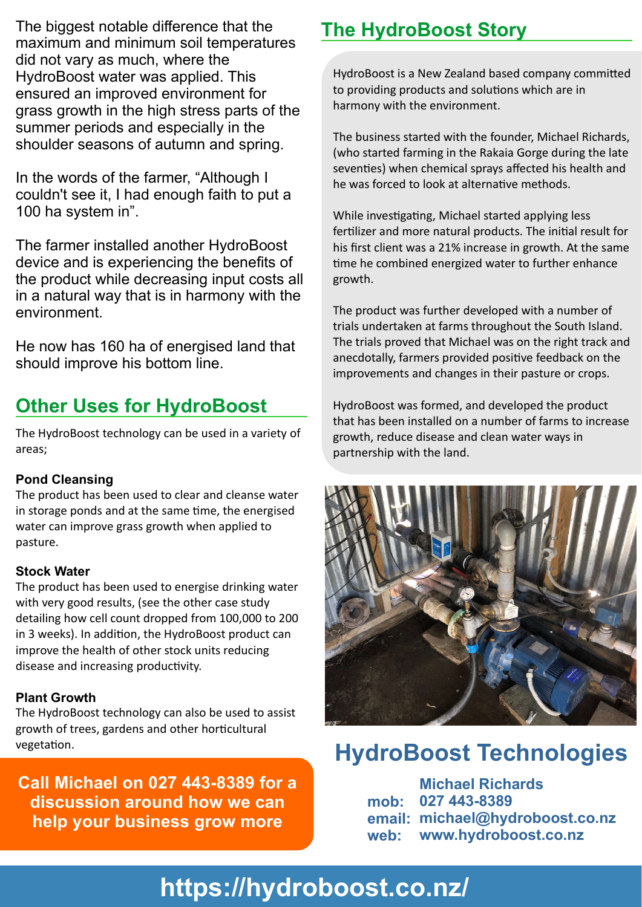The biggest notable difference that the maximum and minimum soil temperatures did not vary as much, where the HydroBoost water was applied. This ensured an improved environment for grass growth in the high stress parts of the summer periods and especially in the shoulder seasons of autumn and spring.

In the words of the farmer, "Although I couldn't see it, I had enough faith to put a 100 ha system in".

The farmer installed another HydroBoost device and is experiencing the benefits of the product while decreasing input costs all in a natural way that is in harmony with the environment.

He now has 160 ha of energised land that should improve his bottom line.

## Other Uses for HydroBoost

The HydroBoost technology can be used in a variety of areas;

**Pond Cleansing**
The product has been used to clear and cleanse water in storage ponds and at the same time, the energised water can improve grass growth when applied to pasture.

**Stock Water**
The product has been used to energise drinking water with very good results, (see the other case study detailing how cell count dropped from 100,000 to 200 in 3 weeks). In addition, the HydroBoost product can improve the health of other stock units reducing disease and increasing productivity.

**Plant Growth**
The HydroBoost technology can also be used to assist growth of trees, gardens and other horticultural vegetation.

**Call Michael on 027 443-8389 for a discussion around how we can help your business grow more**

## The HydroBoost Story

HydroBoost is a New Zealand based company committed to providing products and solutions which are in harmony with the environment.

The business started with the founder, Michael Richards, (who started farming in the Rakaia Gorge during the late seventies) when chemical sprays affected his health and he was forced to look at alternative methods.

While investigating, Michael started applying less fertilizer and more natural products. The initial result for his first client was a 21% increase in growth. At the same time he combined energized water to further enhance growth.

The product was further developed with a number of trials undertaken at farms throughout the South Island. The trials proved that Michael was on the right track and anecdotally, farmers provided positive feedback on the improvements and changes in their pasture or crops.

HydroBoost was formed, and developed the product that has been installed on a number of farms to increase growth, reduce disease and clean water ways in partnership with the land.

## HydroBoost Technologies

**Michael Richards**
**mob:** 027 443-8389
**email:** michael@hydroboost.co.nz
**web:** www.hydroboost.co.nz

**https://hydroboost.co.nz/**